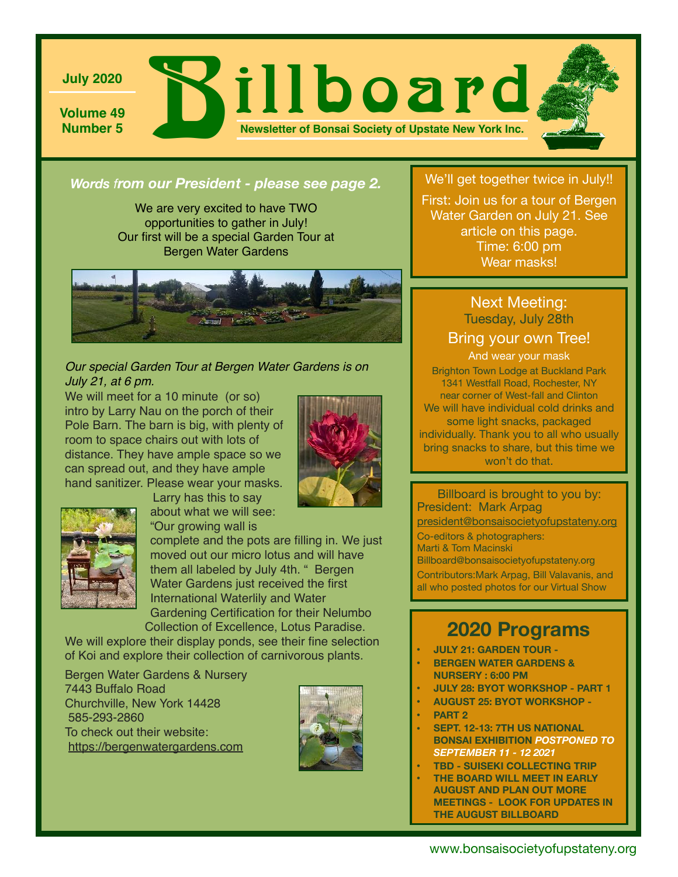July 2020

Volume 49
Number 5

# Billboard

**Newsletter of Bonsai Society of Upstate New York Inc.**

***Words from our President - please see page 2.***

We are very excited to have TWO opportunities to gather in July! Our first will be a special Garden Tour at Bergen Water Gardens

*Our special Garden Tour at Bergen Water Gardens is on July 21, at 6 pm.*

We will meet for a 10 minute (or so) intro by Larry Nau on the porch of their Pole Barn. The barn is big, with plenty of room to space chairs out with lots of distance. They have ample space so we can spread out, and they have ample hand sanitizer. Please wear your masks. Larry has this to say about what we will see: "Our growing wall is complete and the pots are filling in. We just moved out our micro lotus and will have them all labeled by July 4th. " Bergen Water Gardens just received the first International Waterlily and Water Gardening Certification for their Nelumbo Collection of Excellence, Lotus Paradise.

We will explore their display ponds, see their fine selection of Koi and explore their collection of carnivorous plants.

Bergen Water Gardens & Nursery
7443 Buffalo Road
Churchville, New York 14428
585-293-2860
To check out their website:
https://bergenwatergardens.com

---

We'll get together twice in July!!

First: Join us for a tour of Bergen Water Garden on July 21. See article on this page.
Time: 6:00 pm
Wear masks!

---

## Next Meeting:

Tuesday, July 28th

Bring your own Tree!

And wear your mask

Brighton Town Lodge at Buckland Park
1341 Westfall Road, Rochester, NY
near corner of West-fall and Clinton

We will have individual cold drinks and some light snacks, packaged individually. Thank you to all who usually bring snacks to share, but this time we won't do that.

---

Billboard is brought to you by:
President: Mark Arpag
president@bonsaisocietyofupstateny.org
Co-editors & photographers:
Marti & Tom Macinski
Billboard@bonsaisocietyofupstateny.org
Contributors:Mark Arpag, Bill Valavanis, and all who posted photos for our Virtual Show

---

## 2020 Programs

- **JULY 21: GARDEN TOUR -**
- **BERGEN WATER GARDENS & NURSERY : 6:00 PM**
- **JULY 28: BYOT WORKSHOP - PART 1**
- **AUGUST 25: BYOT WORKSHOP -**
- **PART 2**
- **SEPT. 12-13: 7TH US NATIONAL BONSAI EXHIBITION *POSTPONED TO SEPTEMBER 11 - 12 2021***
- **TBD - SUISEKI COLLECTING TRIP**
- **THE BOARD WILL MEET IN EARLY AUGUST AND PLAN OUT MORE MEETINGS - LOOK FOR UPDATES IN THE AUGUST BILLBOARD**

www.bonsaisocietyofupstateny.org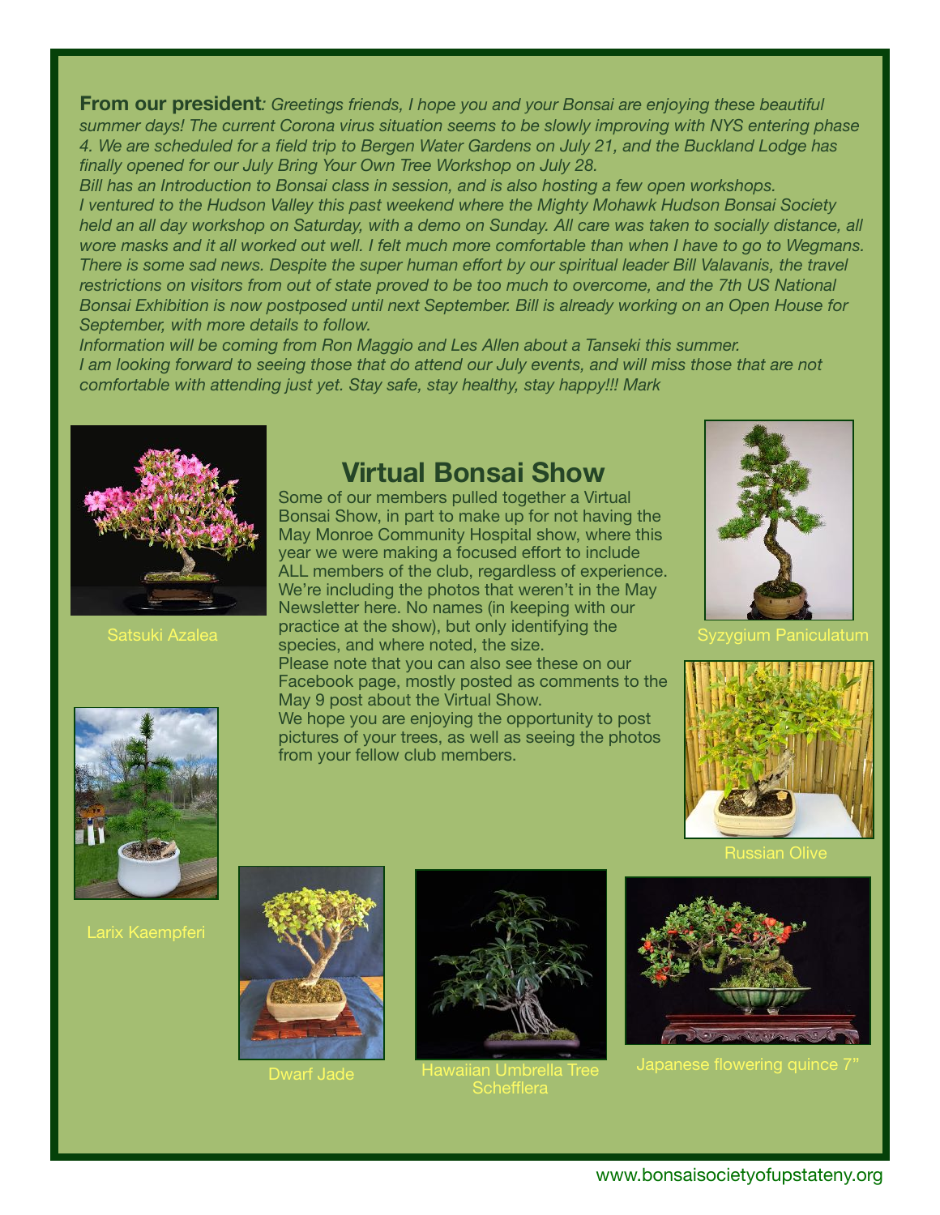**From our president***: Greetings friends, I hope you and your Bonsai are enjoying these beautiful summer days! The current Corona virus situation seems to be slowly improving with NYS entering phase 4. We are scheduled for a field trip to Bergen Water Gardens on July 21, and the Buckland Lodge has finally opened for our July Bring Your Own Tree Workshop on July 28.*

*Bill has an Introduction to Bonsai class in session, and is also hosting a few open workshops.*

*I ventured to the Hudson Valley this past weekend where the Mighty Mohawk Hudson Bonsai Society held an all day workshop on Saturday, with a demo on Sunday. All care was taken to socially distance, all wore masks and it all worked out well. I felt much more comfortable than when I have to go to Wegmans.*

*There is some sad news. Despite the super human effort by our spiritual leader Bill Valavanis, the travel restrictions on visitors from out of state proved to be too much to overcome, and the 7th US National Bonsai Exhibition is now postposed until next September. Bill is already working on an Open House for September, with more details to follow.*

*Information will be coming from Ron Maggio and Les Allen about a Tanseki this summer.*

*I am looking forward to seeing those that do attend our July events, and will miss those that are not comfortable with attending just yet. Stay safe, stay healthy, stay happy!!! Mark*

## Virtual Bonsai Show

Some of our members pulled together a Virtual Bonsai Show, in part to make up for not having the May Monroe Community Hospital show, where this year we were making a focused effort to include ALL members of the club, regardless of experience. We're including the photos that weren't in the May Newsletter here. No names (in keeping with our practice at the show), but only identifying the species, and where noted, the size.

Please note that you can also see these on our Facebook page, mostly posted as comments to the May 9 post about the Virtual Show.

We hope you are enjoying the opportunity to post pictures of your trees, as well as seeing the photos from your fellow club members.

Satsuki Azalea

Syzygium Paniculatum

Russian Olive

Larix Kaempferi

Dwarf Jade

Hawaiian Umbrella Tree Schefflera

Japanese flowering quince 7"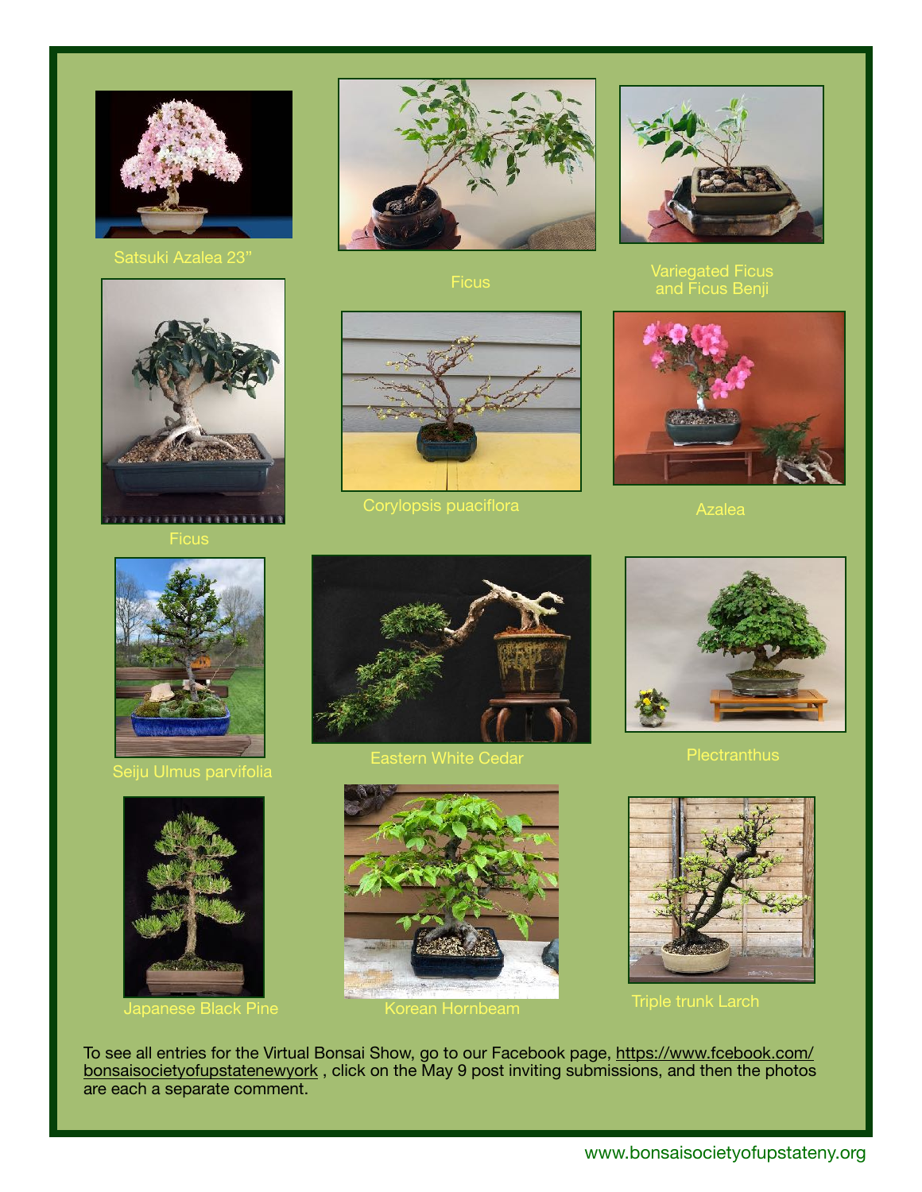Satsuki Azalea 23”

Ficus

Variegated Ficus and Ficus Benji

Ficus

Corylopsis puaciflora

Azalea

Seiju Ulmus parvifolia

Eastern White Cedar

Plectranthus

Japanese Black Pine

Korean Hornbeam

Triple trunk Larch

To see all entries for the Virtual Bonsai Show, go to our Facebook page, https://www.fcebook.com/bonsaisocietyofupstatenewyork , click on the May 9 post inviting submissions, and then the photos are each a separate comment.

www.bonsaisocietyofupstateny.org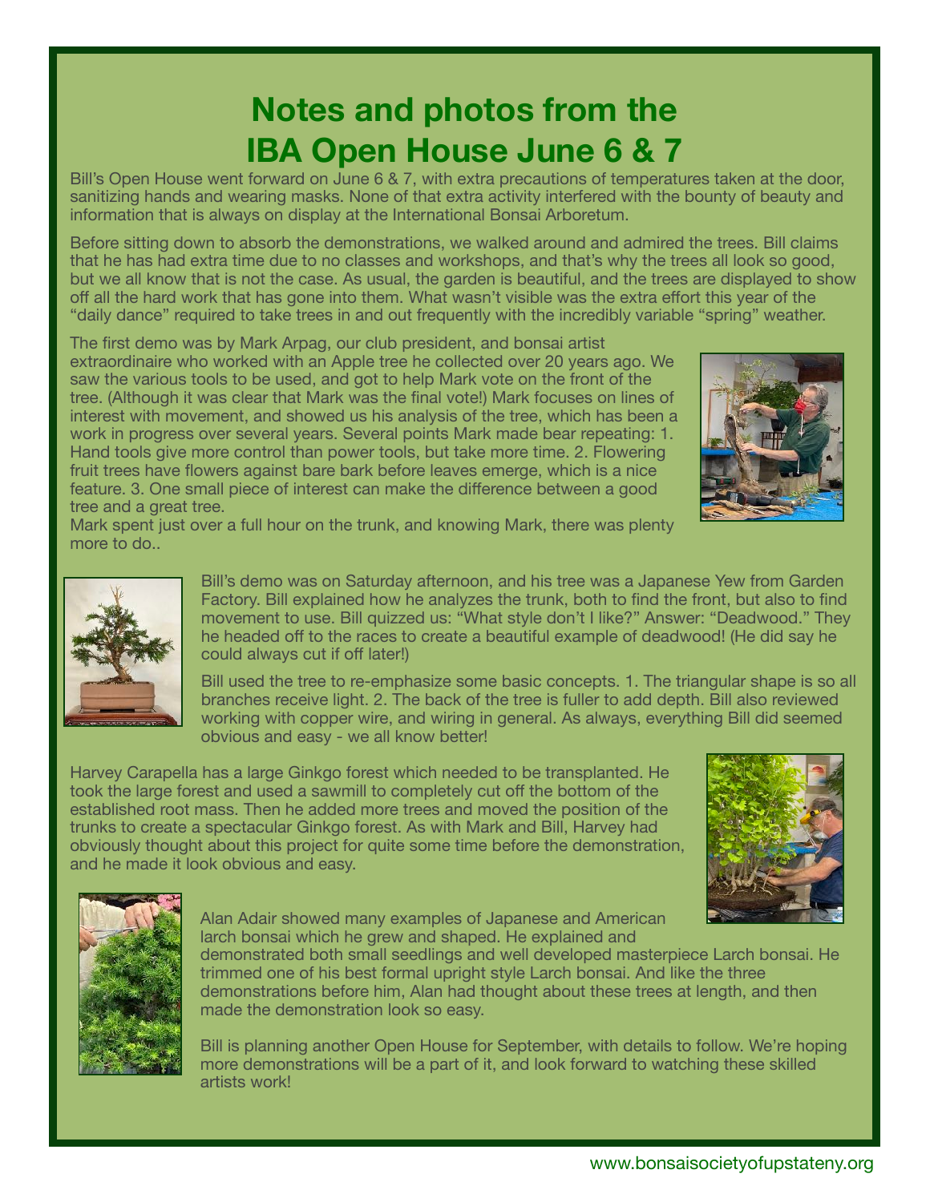# Notes and photos from the IBA Open House June 6 & 7

Bill's Open House went forward on June 6 & 7, with extra precautions of temperatures taken at the door, sanitizing hands and wearing masks. None of that extra activity interfered with the bounty of beauty and information that is always on display at the International Bonsai Arboretum.

Before sitting down to absorb the demonstrations, we walked around and admired the trees. Bill claims that he has had extra time due to no classes and workshops, and that's why the trees all look so good, but we all know that is not the case. As usual, the garden is beautiful, and the trees are displayed to show off all the hard work that has gone into them. What wasn't visible was the extra effort this year of the "daily dance" required to take trees in and out frequently with the incredibly variable "spring" weather.

The first demo was by Mark Arpag, our club president, and bonsai artist extraordinaire who worked with an Apple tree he collected over 20 years ago. We saw the various tools to be used, and got to help Mark vote on the front of the tree. (Although it was clear that Mark was the final vote!) Mark focuses on lines of interest with movement, and showed us his analysis of the tree, which has been a work in progress over several years. Several points Mark made bear repeating: 1. Hand tools give more control than power tools, but take more time. 2. Flowering fruit trees have flowers against bare bark before leaves emerge, which is a nice feature. 3. One small piece of interest can make the difference between a good tree and a great tree.

Mark spent just over a full hour on the trunk, and knowing Mark, there was plenty more to do..

Bill's demo was on Saturday afternoon, and his tree was a Japanese Yew from Garden Factory. Bill explained how he analyzes the trunk, both to find the front, but also to find movement to use. Bill quizzed us: "What style don't I like?" Answer: "Deadwood." They he headed off to the races to create a beautiful example of deadwood! (He did say he could always cut if off later!)

Bill used the tree to re-emphasize some basic concepts. 1. The triangular shape is so all branches receive light. 2. The back of the tree is fuller to add depth. Bill also reviewed working with copper wire, and wiring in general. As always, everything Bill did seemed obvious and easy - we all know better!

Harvey Carapella has a large Ginkgo forest which needed to be transplanted. He took the large forest and used a sawmill to completely cut off the bottom of the established root mass. Then he added more trees and moved the position of the trunks to create a spectacular Ginkgo forest. As with Mark and Bill, Harvey had obviously thought about this project for quite some time before the demonstration, and he made it look obvious and easy.

Alan Adair showed many examples of Japanese and American larch bonsai which he grew and shaped. He explained and demonstrated both small seedlings and well developed masterpiece Larch bonsai. He trimmed one of his best formal upright style Larch bonsai. And like the three demonstrations before him, Alan had thought about these trees at length, and then made the demonstration look so easy.

Bill is planning another Open House for September, with details to follow. We're hoping more demonstrations will be a part of it, and look forward to watching these skilled artists work!